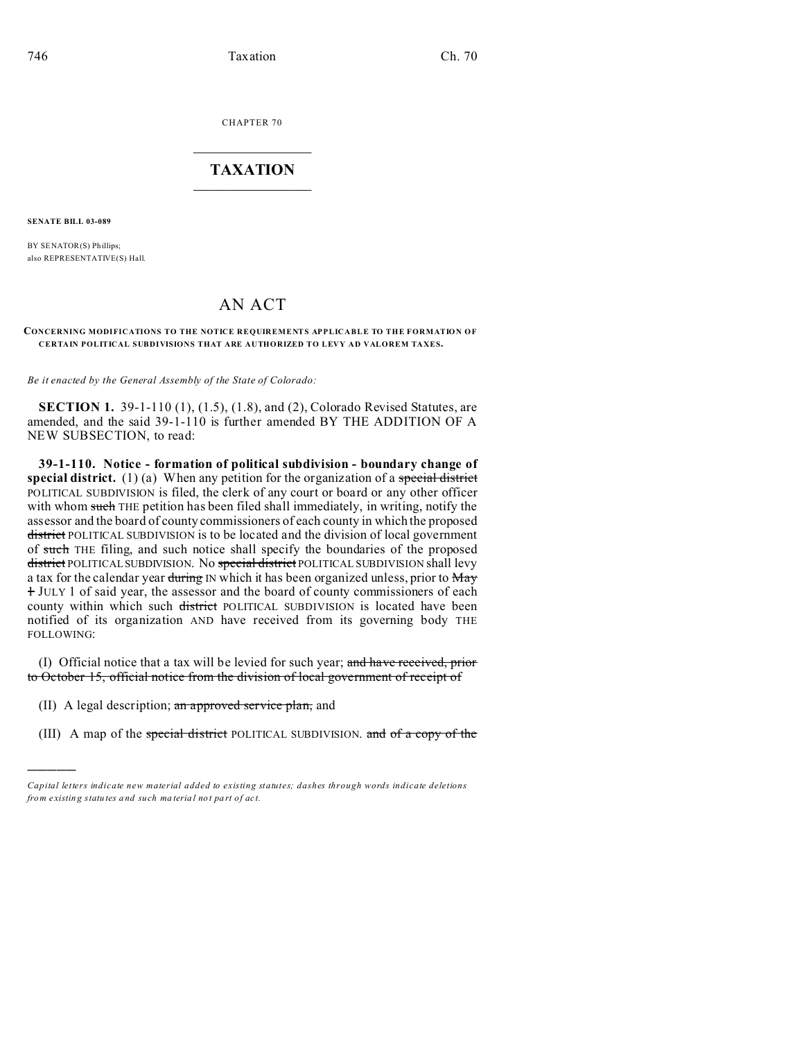CHAPTER 70

# TAXATION

**SENATE BILL 03-089**

BY SENATOR(S) Phillips;
also REPRESENTATIVE(S) Hall.

## AN ACT

**CONCERNING MODIFICATIONS TO THE NOTICE REQUIREMENTS APPLICABLE TO THE FORMATION OF CERTAIN POLITICAL SUBDIVISIONS THAT ARE AUTHORIZED TO LEVY AD VALOREM TAXES.**

*Be it enacted by the General Assembly of the State of Colorado:*

**SECTION 1.** 39-1-110 (1), (1.5), (1.8), and (2), Colorado Revised Statutes, are amended, and the said 39-1-110 is further amended BY THE ADDITION OF A NEW SUBSECTION, to read:

**39-1-110. Notice - formation of political subdivision - boundary change of special district.** (1) (a) When any petition for the organization of a ~~special district~~ POLITICAL SUBDIVISION is filed, the clerk of any court or board or any other officer with whom ~~such~~ THE petition has been filed shall immediately, in writing, notify the assessor and the board of county commissioners of each county in which the proposed ~~district~~ POLITICAL SUBDIVISION is to be located and the division of local government of ~~such~~ THE filing, and such notice shall specify the boundaries of the proposed ~~district~~ POLITICAL SUBDIVISION. No ~~special district~~ POLITICAL SUBDIVISION shall levy a tax for the calendar year ~~during~~ IN which it has been organized unless, prior to ~~May 1~~ JULY 1 of said year, the assessor and the board of county commissioners of each county within which such ~~district~~ POLITICAL SUBDIVISION is located have been notified of its organization AND have received from its governing body THE FOLLOWING:

(I) Official notice that a tax will be levied for such year; ~~and have received, prior to October 15, official notice from the division of local government of receipt of~~

(II) A legal description; ~~an approved service plan,~~ and

(III) A map of the ~~special district~~ POLITICAL SUBDIVISION. ~~and of a copy of the~~

---

*Capital letters indicate new material added to existing statutes; dashes through words indicate deletions from existing statutes and such material not part of act.*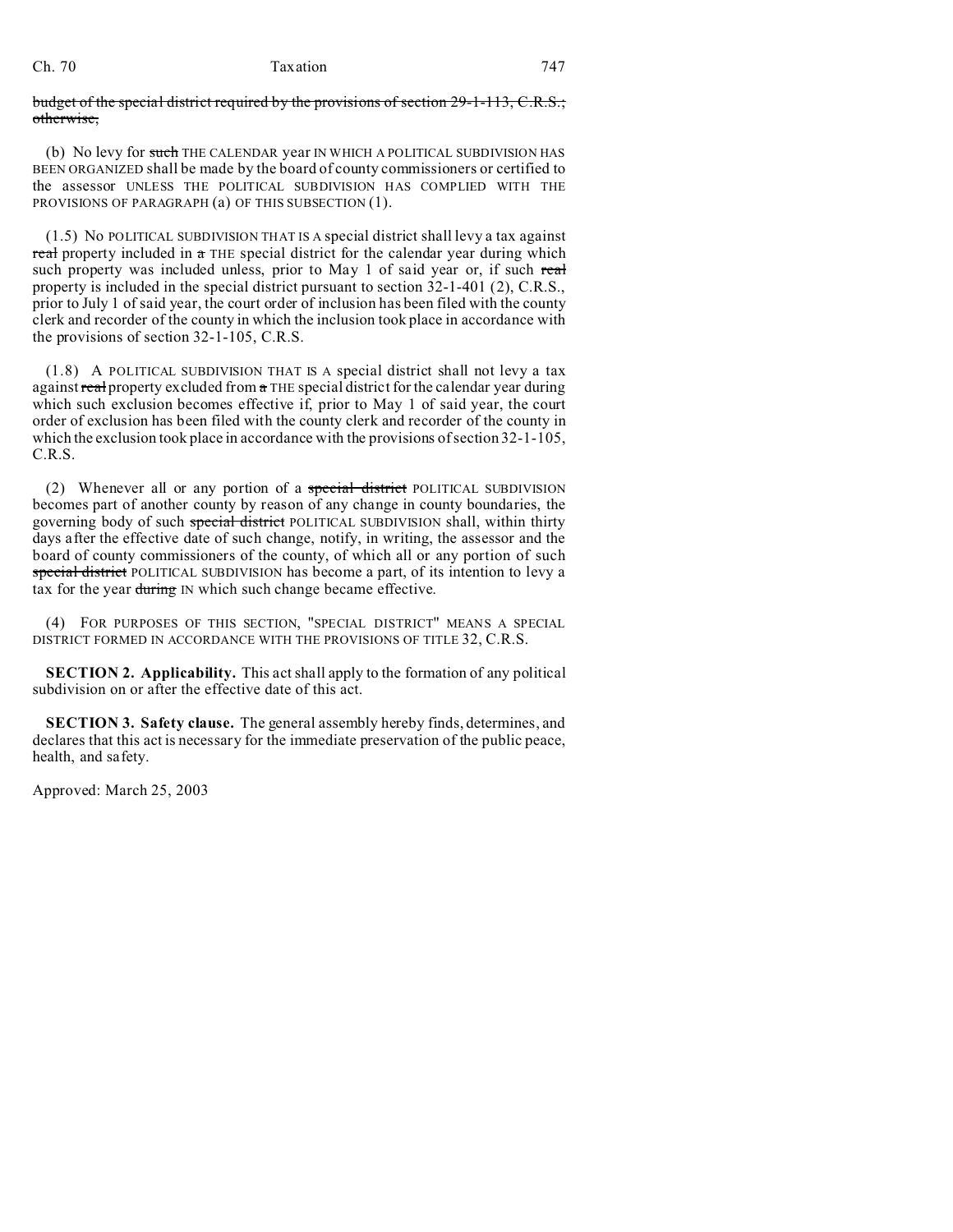budget of the special district required by the provisions of section 29-1-113, C.R.S.; otherwise,

(b) No levy for such THE CALENDAR year IN WHICH A POLITICAL SUBDIVISION HAS BEEN ORGANIZED shall be made by the board of county commissioners or certified to the assessor UNLESS THE POLITICAL SUBDIVISION HAS COMPLIED WITH THE PROVISIONS OF PARAGRAPH (a) OF THIS SUBSECTION (1).

(1.5) No POLITICAL SUBDIVISION THAT IS A special district shall levy a tax against real property included in a THE special district for the calendar year during which such property was included unless, prior to May 1 of said year or, if such real property is included in the special district pursuant to section 32-1-401 (2), C.R.S., prior to July 1 of said year, the court order of inclusion has been filed with the county clerk and recorder of the county in which the inclusion took place in accordance with the provisions of section 32-1-105, C.R.S.

(1.8) A POLITICAL SUBDIVISION THAT IS A special district shall not levy a tax against real property excluded from a THE special district for the calendar year during which such exclusion becomes effective if, prior to May 1 of said year, the court order of exclusion has been filed with the county clerk and recorder of the county in which the exclusion took place in accordance with the provisions of section 32-1-105, C.R.S.

(2) Whenever all or any portion of a special district POLITICAL SUBDIVISION becomes part of another county by reason of any change in county boundaries, the governing body of such special district POLITICAL SUBDIVISION shall, within thirty days after the effective date of such change, notify, in writing, the assessor and the board of county commissioners of the county, of which all or any portion of such special district POLITICAL SUBDIVISION has become a part, of its intention to levy a tax for the year during IN which such change became effective.

(4) FOR PURPOSES OF THIS SECTION, "SPECIAL DISTRICT" MEANS A SPECIAL DISTRICT FORMED IN ACCORDANCE WITH THE PROVISIONS OF TITLE 32, C.R.S.

**SECTION 2. Applicability.** This act shall apply to the formation of any political subdivision on or after the effective date of this act.

**SECTION 3. Safety clause.** The general assembly hereby finds, determines, and declares that this act is necessary for the immediate preservation of the public peace, health, and safety.

Approved: March 25, 2003